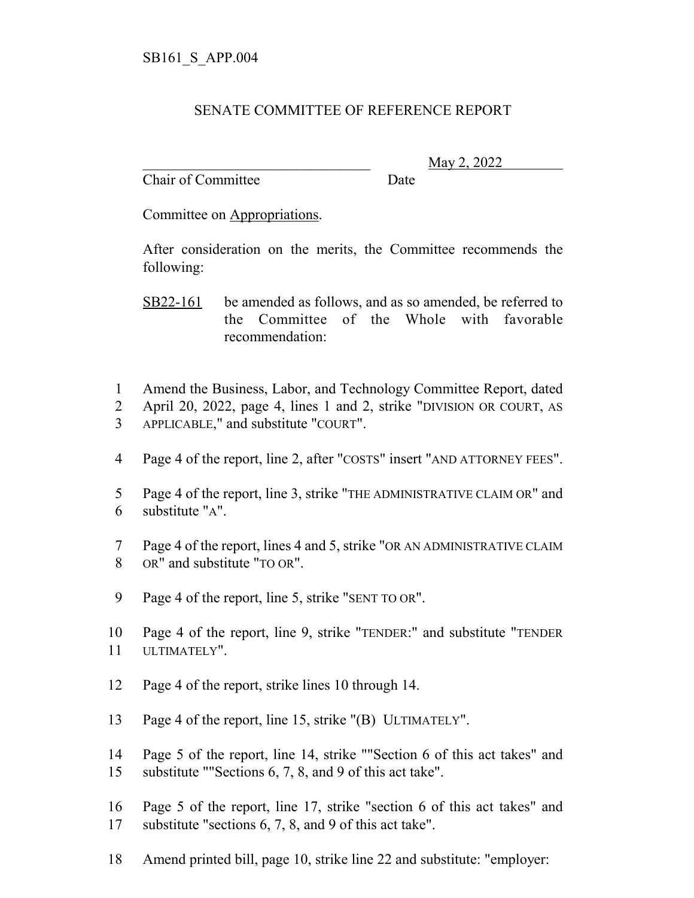SB161_S_APP.004

SENATE COMMITTEE OF REFERENCE REPORT

_________________________________ May 2, 2022
Chair of Committee Date

Committee on Appropriations.

After consideration on the merits, the Committee recommends the following:

SB22-161 be amended as follows, and as so amended, be referred to the Committee of the Whole with favorable recommendation:

1 Amend the Business, Labor, and Technology Committee Report, dated
2 April 20, 2022, page 4, lines 1 and 2, strike "DIVISION OR COURT, AS
3 APPLICABLE," and substitute "COURT".

4 Page 4 of the report, line 2, after "COSTS" insert "AND ATTORNEY FEES".

5 Page 4 of the report, line 3, strike "THE ADMINISTRATIVE CLAIM OR" and
6 substitute "A".

7 Page 4 of the report, lines 4 and 5, strike "OR AN ADMINISTRATIVE CLAIM
8 OR" and substitute "TO OR".

9 Page 4 of the report, line 5, strike "SENT TO OR".

10 Page 4 of the report, line 9, strike "TENDER:" and substitute "TENDER
11 ULTIMATELY".

12 Page 4 of the report, strike lines 10 through 14.

13 Page 4 of the report, line 15, strike "(B) ULTIMATELY".

14 Page 5 of the report, line 14, strike ""Section 6 of this act takes" and
15 substitute ""Sections 6, 7, 8, and 9 of this act take".

16 Page 5 of the report, line 17, strike "section 6 of this act takes" and
17 substitute "sections 6, 7, 8, and 9 of this act take".

18 Amend printed bill, page 10, strike line 22 and substitute: "employer: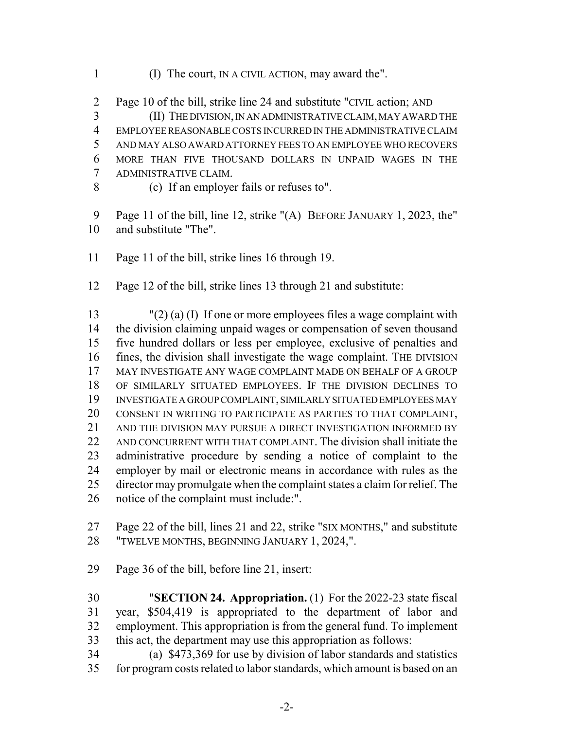(I) The court, IN A CIVIL ACTION, may award the".

Page 10 of the bill, strike line 24 and substitute "CIVIL action; AND

(II) THE DIVISION, IN AN ADMINISTRATIVE CLAIM, MAY AWARD THE EMPLOYEE REASONABLE COSTS INCURRED IN THE ADMINISTRATIVE CLAIM AND MAY ALSO AWARD ATTORNEY FEES TO AN EMPLOYEE WHO RECOVERS MORE THAN FIVE THOUSAND DOLLARS IN UNPAID WAGES IN THE ADMINISTRATIVE CLAIM.

(c) If an employer fails or refuses to".

Page 11 of the bill, line 12, strike "(A) BEFORE JANUARY 1, 2023, the" and substitute "The".

Page 11 of the bill, strike lines 16 through 19.

Page 12 of the bill, strike lines 13 through 21 and substitute:

"(2) (a) (I) If one or more employees files a wage complaint with the division claiming unpaid wages or compensation of seven thousand five hundred dollars or less per employee, exclusive of penalties and fines, the division shall investigate the wage complaint. THE DIVISION MAY INVESTIGATE ANY WAGE COMPLAINT MADE ON BEHALF OF A GROUP OF SIMILARLY SITUATED EMPLOYEES. IF THE DIVISION DECLINES TO INVESTIGATE A GROUP COMPLAINT, SIMILARLY SITUATED EMPLOYEES MAY CONSENT IN WRITING TO PARTICIPATE AS PARTIES TO THAT COMPLAINT, AND THE DIVISION MAY PURSUE A DIRECT INVESTIGATION INFORMED BY AND CONCURRENT WITH THAT COMPLAINT. The division shall initiate the administrative procedure by sending a notice of complaint to the employer by mail or electronic means in accordance with rules as the director may promulgate when the complaint states a claim for relief. The notice of the complaint must include:".

Page 22 of the bill, lines 21 and 22, strike "SIX MONTHS," and substitute "TWELVE MONTHS, BEGINNING JANUARY 1, 2024,".

Page 36 of the bill, before line 21, insert:

"**SECTION 24. Appropriation.** (1) For the 2022-23 state fiscal year, $504,419 is appropriated to the department of labor and employment. This appropriation is from the general fund. To implement this act, the department may use this appropriation as follows:

(a) $473,369 for use by division of labor standards and statistics for program costs related to labor standards, which amount is based on an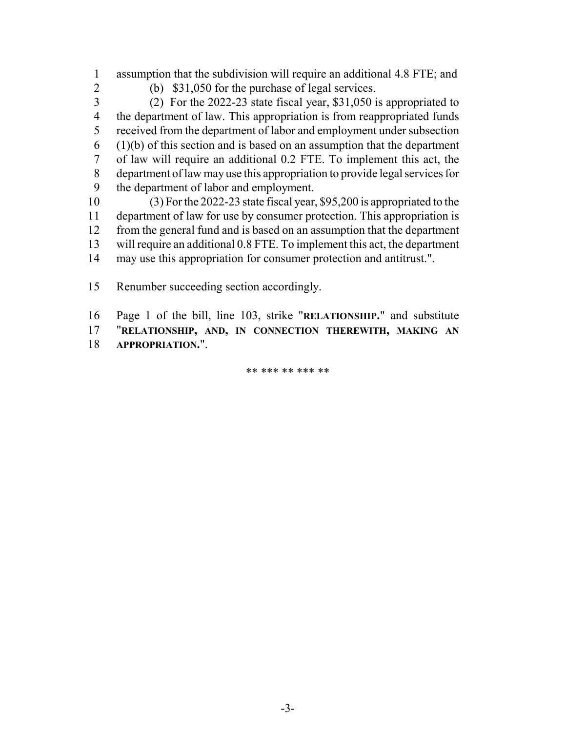assumption that the subdivision will require an additional 4.8 FTE; and

(b) $31,050 for the purchase of legal services.

(2) For the 2022-23 state fiscal year, $31,050 is appropriated to the department of law. This appropriation is from reappropriated funds received from the department of labor and employment under subsection (1)(b) of this section and is based on an assumption that the department of law will require an additional 0.2 FTE. To implement this act, the department of law may use this appropriation to provide legal services for the department of labor and employment.

(3) For the 2022-23 state fiscal year, $95,200 is appropriated to the department of law for use by consumer protection. This appropriation is from the general fund and is based on an assumption that the department will require an additional 0.8 FTE. To implement this act, the department may use this appropriation for consumer protection and antitrust.".

Renumber succeeding section accordingly.

Page 1 of the bill, line 103, strike "**RELATIONSHIP.**" and substitute "**RELATIONSHIP, AND, IN CONNECTION THEREWITH, MAKING AN APPROPRIATION.**".

** *** ** *** **